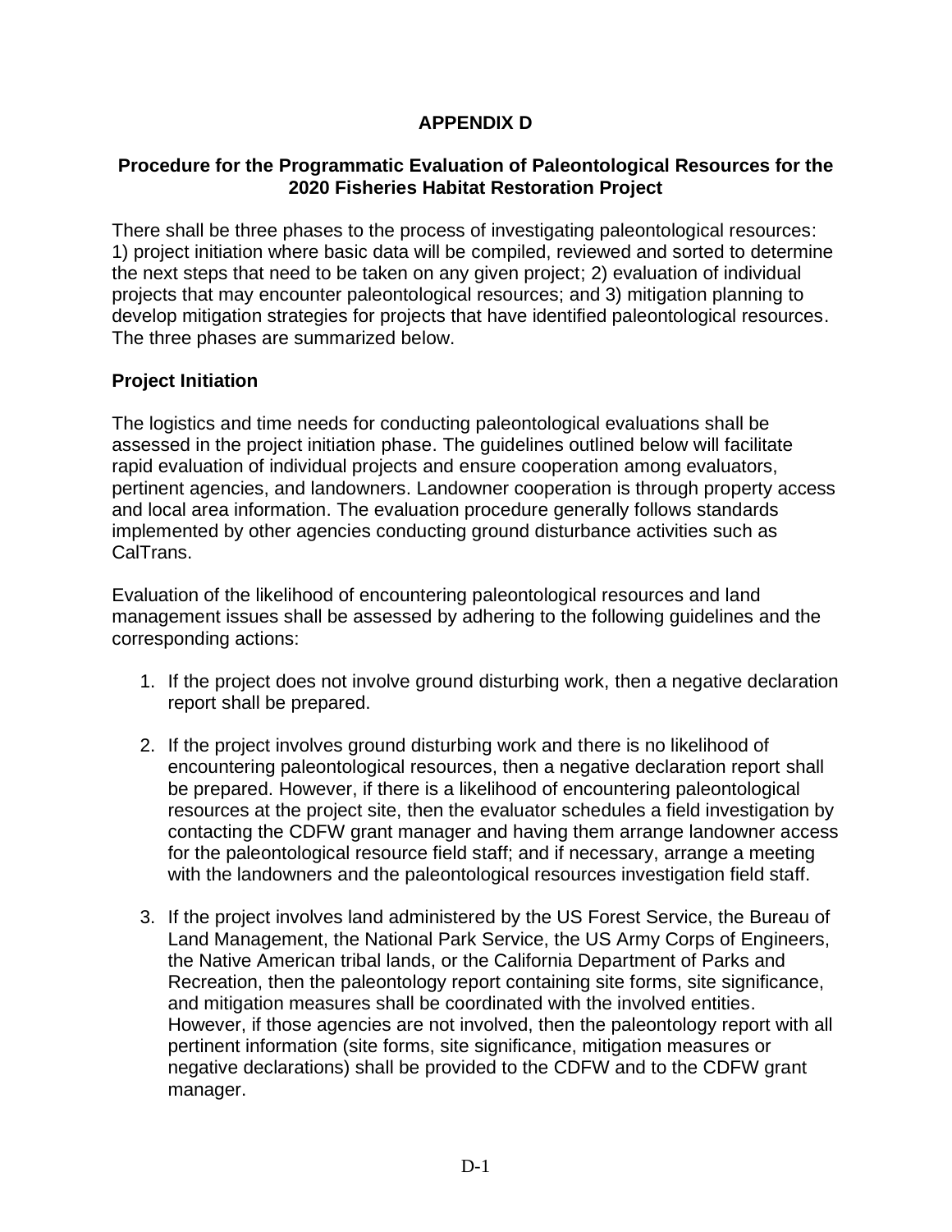# APPENDIX D

## Procedure for the Programmatic Evaluation of Paleontological Resources for the 2020 Fisheries Habitat Restoration Project

There shall be three phases to the process of investigating paleontological resources: 1) project initiation where basic data will be compiled, reviewed and sorted to determine the next steps that need to be taken on any given project; 2) evaluation of individual projects that may encounter paleontological resources; and 3) mitigation planning to develop mitigation strategies for projects that have identified paleontological resources. The three phases are summarized below.

### Project Initiation

The logistics and time needs for conducting paleontological evaluations shall be assessed in the project initiation phase. The guidelines outlined below will facilitate rapid evaluation of individual projects and ensure cooperation among evaluators, pertinent agencies, and landowners. Landowner cooperation is through property access and local area information. The evaluation procedure generally follows standards implemented by other agencies conducting ground disturbance activities such as CalTrans.

Evaluation of the likelihood of encountering paleontological resources and land management issues shall be assessed by adhering to the following guidelines and the corresponding actions:

1. If the project does not involve ground disturbing work, then a negative declaration report shall be prepared.

2. If the project involves ground disturbing work and there is no likelihood of encountering paleontological resources, then a negative declaration report shall be prepared. However, if there is a likelihood of encountering paleontological resources at the project site, then the evaluator schedules a field investigation by contacting the CDFW grant manager and having them arrange landowner access for the paleontological resource field staff; and if necessary, arrange a meeting with the landowners and the paleontological resources investigation field staff.

3. If the project involves land administered by the US Forest Service, the Bureau of Land Management, the National Park Service, the US Army Corps of Engineers, the Native American tribal lands, or the California Department of Parks and Recreation, then the paleontology report containing site forms, site significance, and mitigation measures shall be coordinated with the involved entities. However, if those agencies are not involved, then the paleontology report with all pertinent information (site forms, site significance, mitigation measures or negative declarations) shall be provided to the CDFW and to the CDFW grant manager.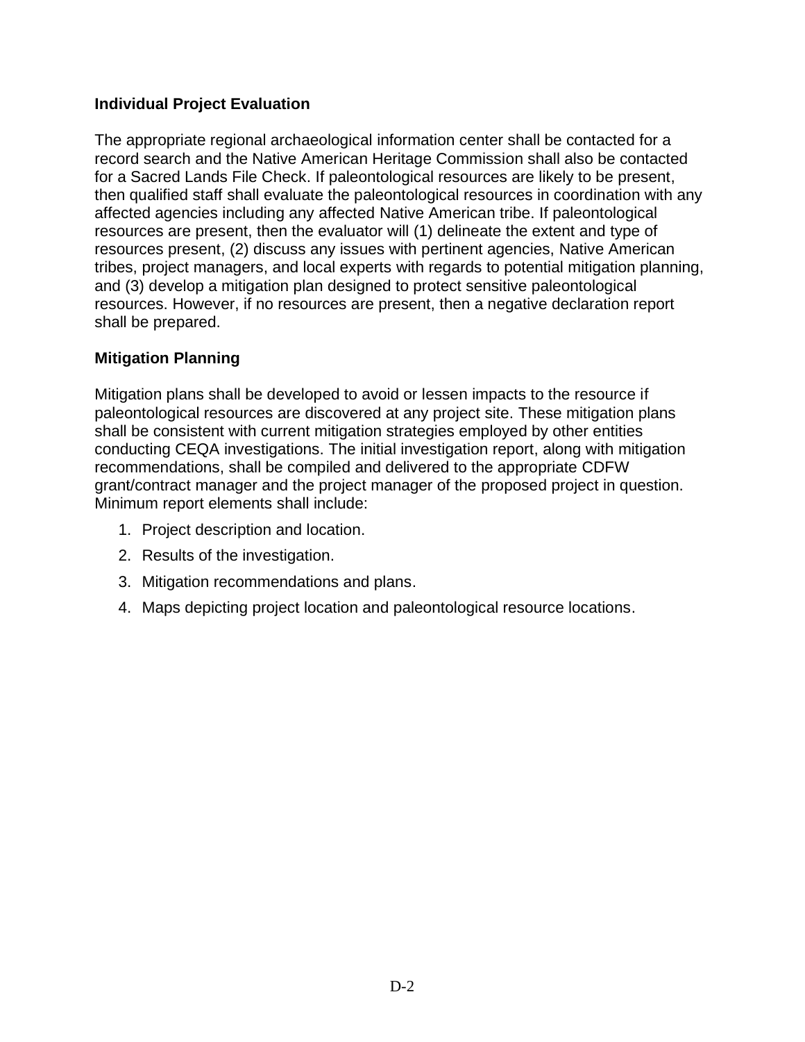**Individual Project Evaluation**

The appropriate regional archaeological information center shall be contacted for a record search and the Native American Heritage Commission shall also be contacted for a Sacred Lands File Check. If paleontological resources are likely to be present, then qualified staff shall evaluate the paleontological resources in coordination with any affected agencies including any affected Native American tribe. If paleontological resources are present, then the evaluator will (1) delineate the extent and type of resources present, (2) discuss any issues with pertinent agencies, Native American tribes, project managers, and local experts with regards to potential mitigation planning, and (3) develop a mitigation plan designed to protect sensitive paleontological resources. However, if no resources are present, then a negative declaration report shall be prepared.

**Mitigation Planning**

Mitigation plans shall be developed to avoid or lessen impacts to the resource if paleontological resources are discovered at any project site. These mitigation plans shall be consistent with current mitigation strategies employed by other entities conducting CEQA investigations. The initial investigation report, along with mitigation recommendations, shall be compiled and delivered to the appropriate CDFW grant/contract manager and the project manager of the proposed project in question. Minimum report elements shall include:

1. Project description and location.
2. Results of the investigation.
3. Mitigation recommendations and plans.
4. Maps depicting project location and paleontological resource locations.